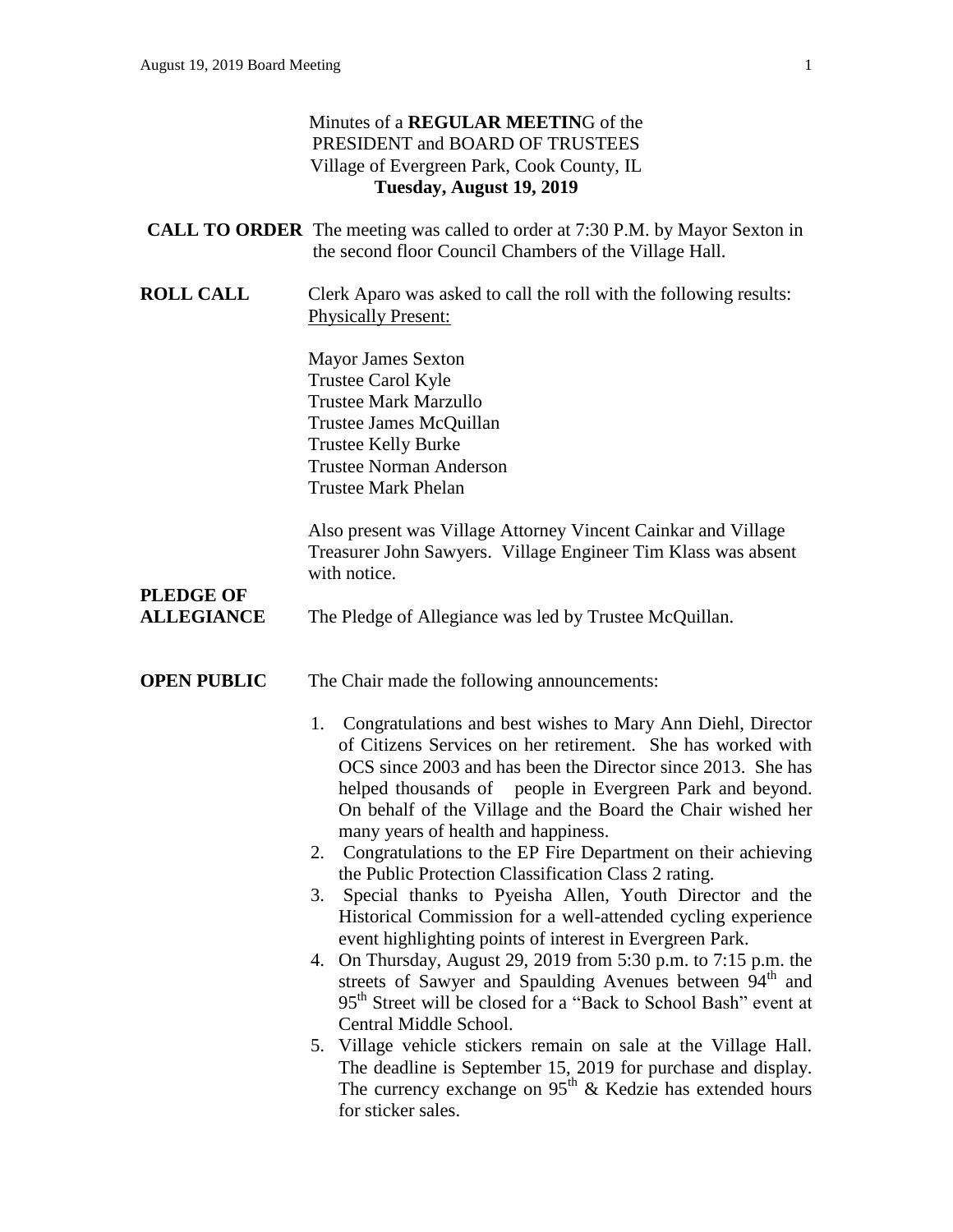Minutes of a **REGULAR MEETIN**G of the
PRESIDENT and BOARD OF TRUSTEES
Village of Evergreen Park, Cook County, IL
**Tuesday, August 19, 2019**

**CALL TO ORDER** The meeting was called to order at 7:30 P.M. by Mayor Sexton in the second floor Council Chambers of the Village Hall.

**ROLL CALL** Clerk Aparo was asked to call the roll with the following results:
Physically Present:

Mayor James Sexton
Trustee Carol Kyle
Trustee Mark Marzullo
Trustee James McQuillan
Trustee Kelly Burke
Trustee Norman Anderson
Trustee Mark Phelan

Also present was Village Attorney Vincent Cainkar and Village Treasurer John Sawyers. Village Engineer Tim Klass was absent with notice.

**PLEDGE OF ALLEGIANCE** The Pledge of Allegiance was led by Trustee McQuillan.

**OPEN PUBLIC** The Chair made the following announcements:

1. Congratulations and best wishes to Mary Ann Diehl, Director of Citizens Services on her retirement. She has worked with OCS since 2003 and has been the Director since 2013. She has helped thousands of people in Evergreen Park and beyond. On behalf of the Village and the Board the Chair wished her many years of health and happiness.
2. Congratulations to the EP Fire Department on their achieving the Public Protection Classification Class 2 rating.
3. Special thanks to Pyeisha Allen, Youth Director and the Historical Commission for a well-attended cycling experience event highlighting points of interest in Evergreen Park.
4. On Thursday, August 29, 2019 from 5:30 p.m. to 7:15 p.m. the streets of Sawyer and Spaulding Avenues between 94th and 95th Street will be closed for a "Back to School Bash" event at Central Middle School.
5. Village vehicle stickers remain on sale at the Village Hall. The deadline is September 15, 2019 for purchase and display. The currency exchange on 95th & Kedzie has extended hours for sticker sales.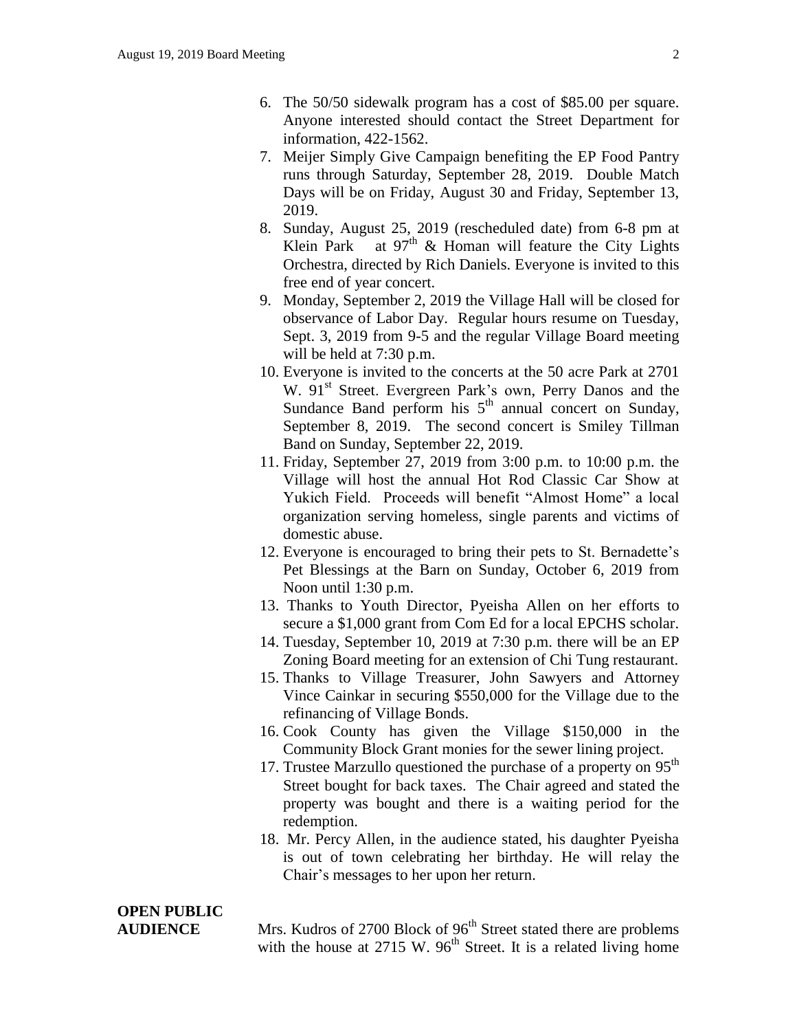6. The 50/50 sidewalk program has a cost of $85.00 per square. Anyone interested should contact the Street Department for information, 422-1562.
7. Meijer Simply Give Campaign benefiting the EP Food Pantry runs through Saturday, September 28, 2019. Double Match Days will be on Friday, August 30 and Friday, September 13, 2019.
8. Sunday, August 25, 2019 (rescheduled date) from 6-8 pm at Klein Park at 97th & Homan will feature the City Lights Orchestra, directed by Rich Daniels. Everyone is invited to this free end of year concert.
9. Monday, September 2, 2019 the Village Hall will be closed for observance of Labor Day. Regular hours resume on Tuesday, Sept. 3, 2019 from 9-5 and the regular Village Board meeting will be held at 7:30 p.m.
10. Everyone is invited to the concerts at the 50 acre Park at 2701 W. 91st Street. Evergreen Park's own, Perry Danos and the Sundance Band perform his 5th annual concert on Sunday, September 8, 2019. The second concert is Smiley Tillman Band on Sunday, September 22, 2019.
11. Friday, September 27, 2019 from 3:00 p.m. to 10:00 p.m. the Village will host the annual Hot Rod Classic Car Show at Yukich Field. Proceeds will benefit "Almost Home" a local organization serving homeless, single parents and victims of domestic abuse.
12. Everyone is encouraged to bring their pets to St. Bernadette's Pet Blessings at the Barn on Sunday, October 6, 2019 from Noon until 1:30 p.m.
13. Thanks to Youth Director, Pyeisha Allen on her efforts to secure a $1,000 grant from Com Ed for a local EPCHS scholar.
14. Tuesday, September 10, 2019 at 7:30 p.m. there will be an EP Zoning Board meeting for an extension of Chi Tung restaurant.
15. Thanks to Village Treasurer, John Sawyers and Attorney Vince Cainkar in securing $550,000 for the Village due to the refinancing of Village Bonds.
16. Cook County has given the Village $150,000 in the Community Block Grant monies for the sewer lining project.
17. Trustee Marzullo questioned the purchase of a property on 95th Street bought for back taxes. The Chair agreed and stated the property was bought and there is a waiting period for the redemption.
18. Mr. Percy Allen, in the audience stated, his daughter Pyeisha is out of town celebrating her birthday. He will relay the Chair's messages to her upon her return.

**OPEN PUBLIC AUDIENCE**

Mrs. Kudros of 2700 Block of 96th Street stated there are problems with the house at 2715 W. 96th Street. It is a related living home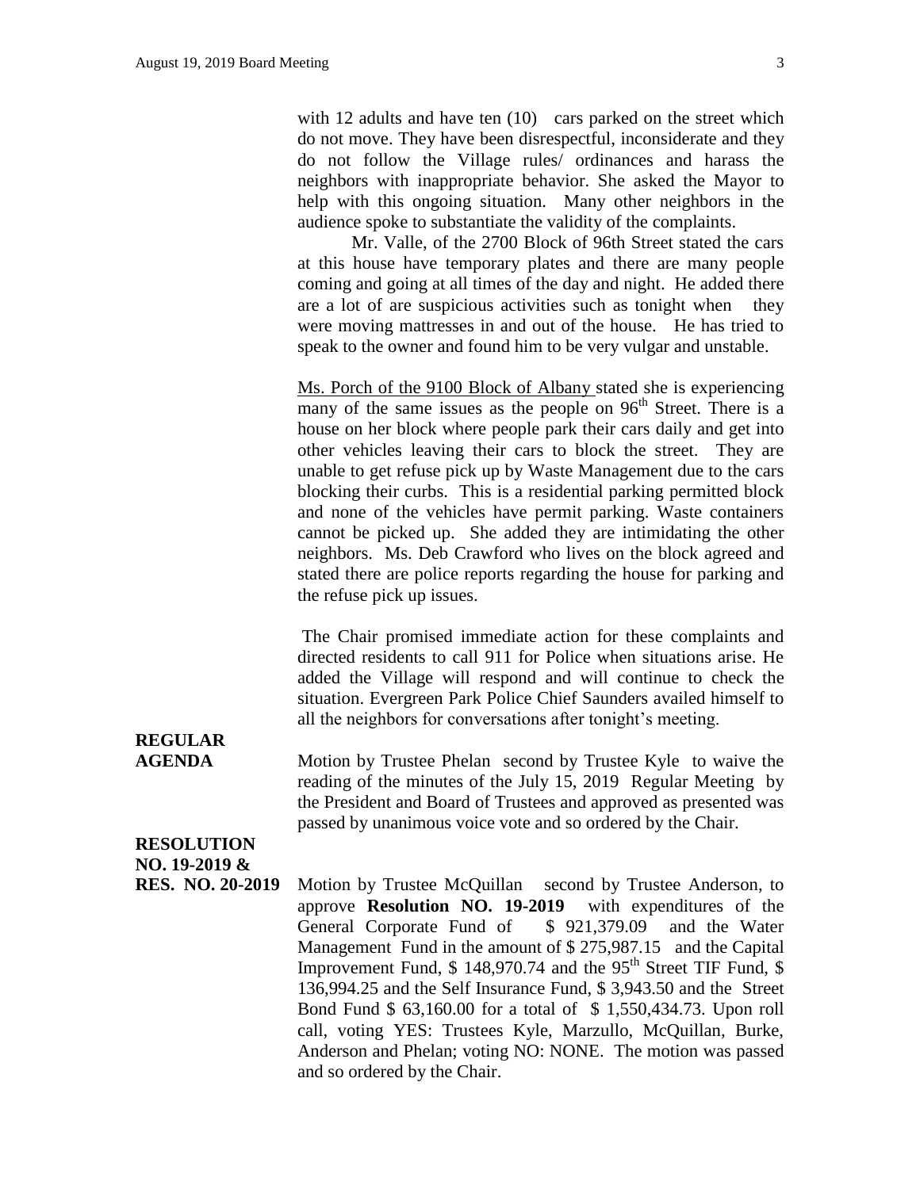with 12 adults and have ten (10) cars parked on the street which do not move. They have been disrespectful, inconsiderate and they do not follow the Village rules/ ordinances and harass the neighbors with inappropriate behavior. She asked the Mayor to help with this ongoing situation. Many other neighbors in the audience spoke to substantiate the validity of the complaints.

Mr. Valle, of the 2700 Block of 96th Street stated the cars at this house have temporary plates and there are many people coming and going at all times of the day and night. He added there are a lot of are suspicious activities such as tonight when they were moving mattresses in and out of the house. He has tried to speak to the owner and found him to be very vulgar and unstable.

Ms. Porch of the 9100 Block of Albany stated she is experiencing many of the same issues as the people on 96th Street. There is a house on her block where people park their cars daily and get into other vehicles leaving their cars to block the street. They are unable to get refuse pick up by Waste Management due to the cars blocking their curbs. This is a residential parking permitted block and none of the vehicles have permit parking. Waste containers cannot be picked up. She added they are intimidating the other neighbors. Ms. Deb Crawford who lives on the block agreed and stated there are police reports regarding the house for parking and the refuse pick up issues.

The Chair promised immediate action for these complaints and directed residents to call 911 for Police when situations arise. He added the Village will respond and will continue to check the situation. Evergreen Park Police Chief Saunders availed himself to all the neighbors for conversations after tonight's meeting.

**REGULAR AGENDA**

Motion by Trustee Phelan second by Trustee Kyle to waive the reading of the minutes of the July 15, 2019 Regular Meeting by the President and Board of Trustees and approved as presented was passed by unanimous voice vote and so ordered by the Chair.

**RESOLUTION NO. 19-2019 & RES. NO. 20-2019**

Motion by Trustee McQuillan second by Trustee Anderson, to approve **Resolution NO. 19-2019** with expenditures of the General Corporate Fund of $ 921,379.09 and the Water Management Fund in the amount of $ 275,987.15 and the Capital Improvement Fund, $ 148,970.74 and the 95th Street TIF Fund, $ 136,994.25 and the Self Insurance Fund, $ 3,943.50 and the Street Bond Fund $ 63,160.00 for a total of $ 1,550,434.73. Upon roll call, voting YES: Trustees Kyle, Marzullo, McQuillan, Burke, Anderson and Phelan; voting NO: NONE. The motion was passed and so ordered by the Chair.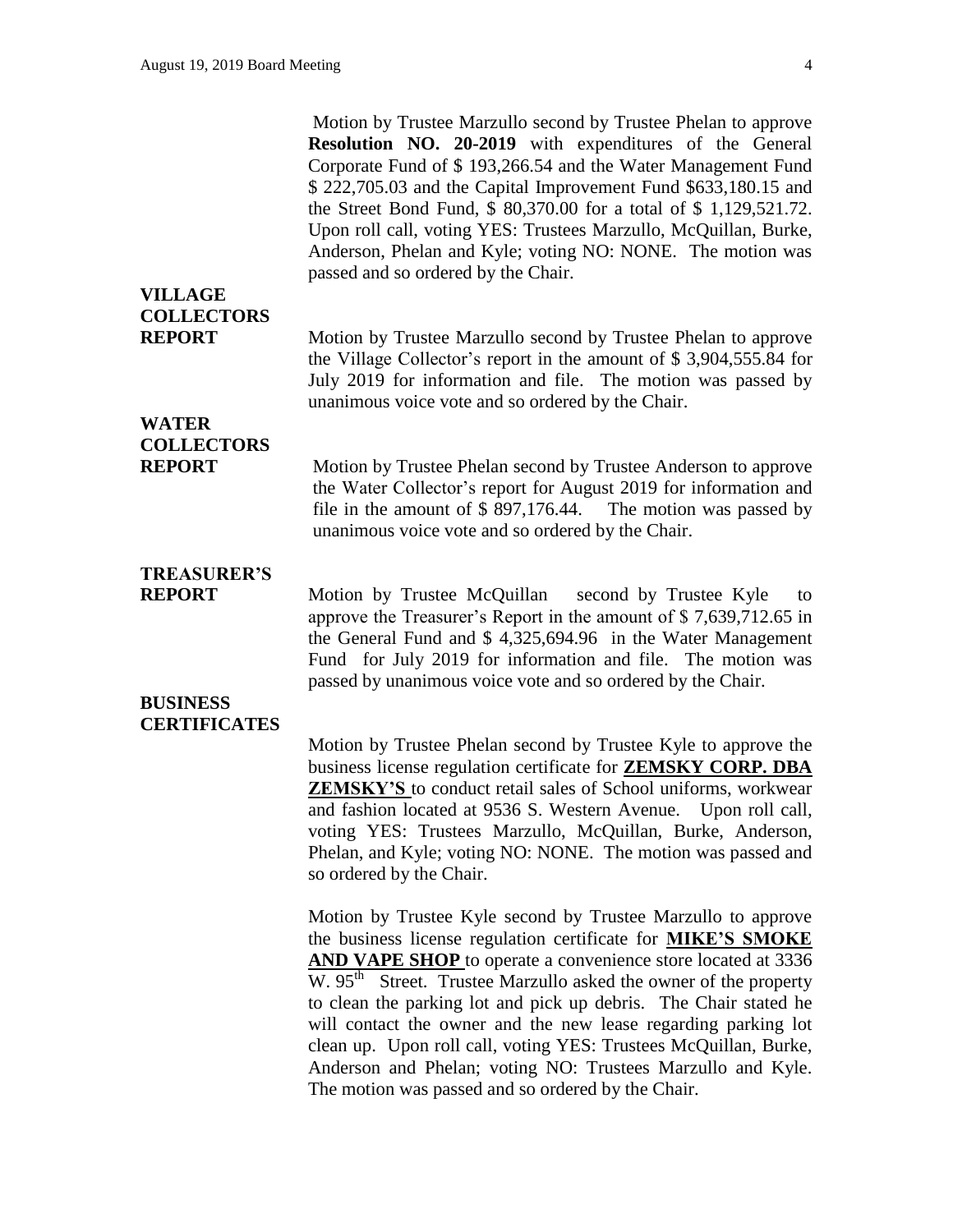Motion by Trustee Marzullo second by Trustee Phelan to approve **Resolution NO. 20-2019** with expenditures of the General Corporate Fund of $ 193,266.54 and the Water Management Fund $ 222,705.03 and the Capital Improvement Fund $633,180.15 and the Street Bond Fund, $ 80,370.00 for a total of $ 1,129,521.72. Upon roll call, voting YES: Trustees Marzullo, McQuillan, Burke, Anderson, Phelan and Kyle; voting NO: NONE. The motion was passed and so ordered by the Chair.

**VILLAGE COLLECTORS REPORT**

Motion by Trustee Marzullo second by Trustee Phelan to approve the Village Collector's report in the amount of $ 3,904,555.84 for July 2019 for information and file. The motion was passed by unanimous voice vote and so ordered by the Chair.

**WATER COLLECTORS REPORT**

Motion by Trustee Phelan second by Trustee Anderson to approve the Water Collector's report for August 2019 for information and file in the amount of $ 897,176.44. The motion was passed by unanimous voice vote and so ordered by the Chair.

**TREASURER'S REPORT**

Motion by Trustee McQuillan second by Trustee Kyle to approve the Treasurer's Report in the amount of $ 7,639,712.65 in the General Fund and $ 4,325,694.96 in the Water Management Fund for July 2019 for information and file. The motion was passed by unanimous voice vote and so ordered by the Chair.

**BUSINESS CERTIFICATES**

Motion by Trustee Phelan second by Trustee Kyle to approve the business license regulation certificate for **ZEMSKY CORP. DBA ZEMSKY'S** to conduct retail sales of School uniforms, workwear and fashion located at 9536 S. Western Avenue. Upon roll call, voting YES: Trustees Marzullo, McQuillan, Burke, Anderson, Phelan, and Kyle; voting NO: NONE. The motion was passed and so ordered by the Chair.

Motion by Trustee Kyle second by Trustee Marzullo to approve the business license regulation certificate for **MIKE'S SMOKE AND VAPE SHOP** to operate a convenience store located at 3336 W. 95th Street. Trustee Marzullo asked the owner of the property to clean the parking lot and pick up debris. The Chair stated he will contact the owner and the new lease regarding parking lot clean up. Upon roll call, voting YES: Trustees McQuillan, Burke, Anderson and Phelan; voting NO: Trustees Marzullo and Kyle. The motion was passed and so ordered by the Chair.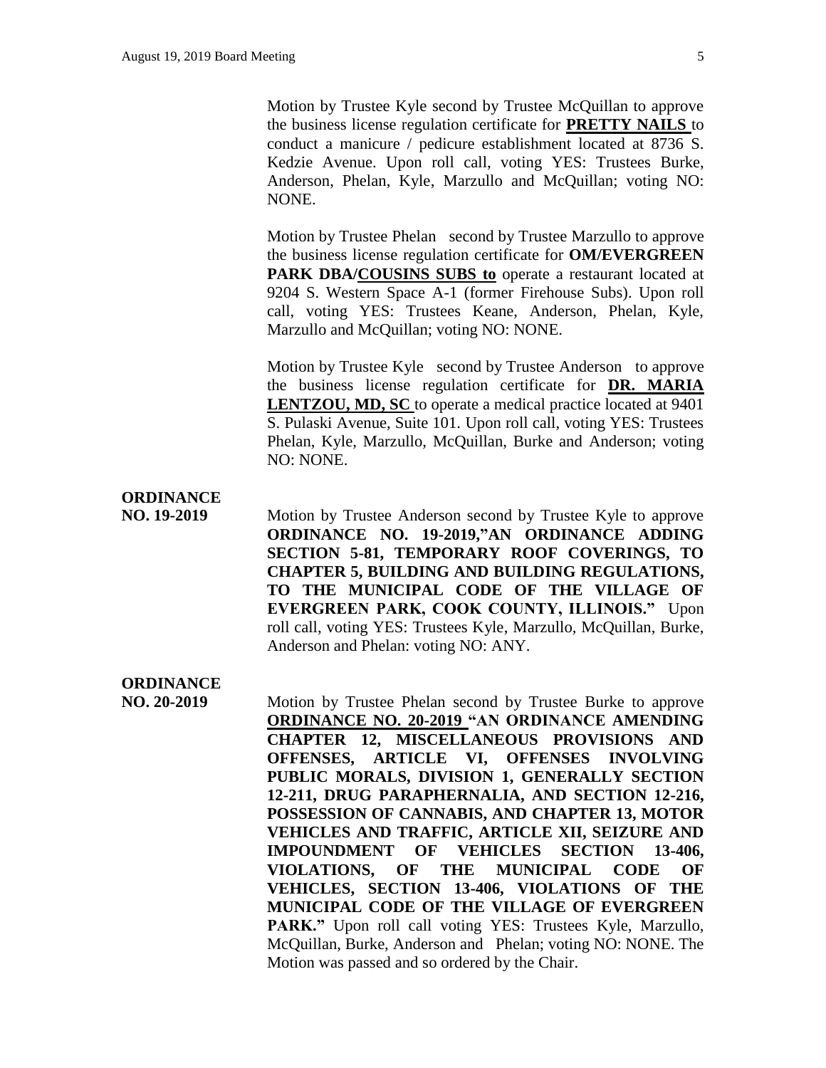Motion by Trustee Kyle second by Trustee McQuillan to approve the business license regulation certificate for **PRETTY NAILS** to conduct a manicure / pedicure establishment located at 8736 S. Kedzie Avenue. Upon roll call, voting YES: Trustees Burke, Anderson, Phelan, Kyle, Marzullo and McQuillan; voting NO: NONE.

Motion by Trustee Phelan second by Trustee Marzullo to approve the business license regulation certificate for **OM/EVERGREEN PARK DBA/COUSINS SUBS to** operate a restaurant located at 9204 S. Western Space A-1 (former Firehouse Subs). Upon roll call, voting YES: Trustees Keane, Anderson, Phelan, Kyle, Marzullo and McQuillan; voting NO: NONE.

Motion by Trustee Kyle second by Trustee Anderson to approve the business license regulation certificate for **DR. MARIA LENTZOU, MD, SC** to operate a medical practice located at 9401 S. Pulaski Avenue, Suite 101. Upon roll call, voting YES: Trustees Phelan, Kyle, Marzullo, McQuillan, Burke and Anderson; voting NO: NONE.

**ORDINANCE NO. 19-2019**

Motion by Trustee Anderson second by Trustee Kyle to approve **ORDINANCE NO. 19-2019,"AN ORDINANCE ADDING SECTION 5-81, TEMPORARY ROOF COVERINGS, TO CHAPTER 5, BUILDING AND BUILDING REGULATIONS, TO THE MUNICIPAL CODE OF THE VILLAGE OF EVERGREEN PARK, COOK COUNTY, ILLINOIS."** Upon roll call, voting YES: Trustees Kyle, Marzullo, McQuillan, Burke, Anderson and Phelan: voting NO: ANY.

**ORDINANCE NO. 20-2019**

Motion by Trustee Phelan second by Trustee Burke to approve **ORDINANCE NO. 20-2019 "AN ORDINANCE AMENDING CHAPTER 12, MISCELLANEOUS PROVISIONS AND OFFENSES, ARTICLE VI, OFFENSES INVOLVING PUBLIC MORALS, DIVISION 1, GENERALLY SECTION 12-211, DRUG PARAPHERNALIA, AND SECTION 12-216, POSSESSION OF CANNABIS, AND CHAPTER 13, MOTOR VEHICLES AND TRAFFIC, ARTICLE XII, SEIZURE AND IMPOUNDMENT OF VEHICLES SECTION 13-406, VIOLATIONS, OF THE MUNICIPAL CODE OF VEHICLES, SECTION 13-406, VIOLATIONS OF THE MUNICIPAL CODE OF THE VILLAGE OF EVERGREEN PARK."** Upon roll call voting YES: Trustees Kyle, Marzullo, McQuillan, Burke, Anderson and Phelan; voting NO: NONE. The Motion was passed and so ordered by the Chair.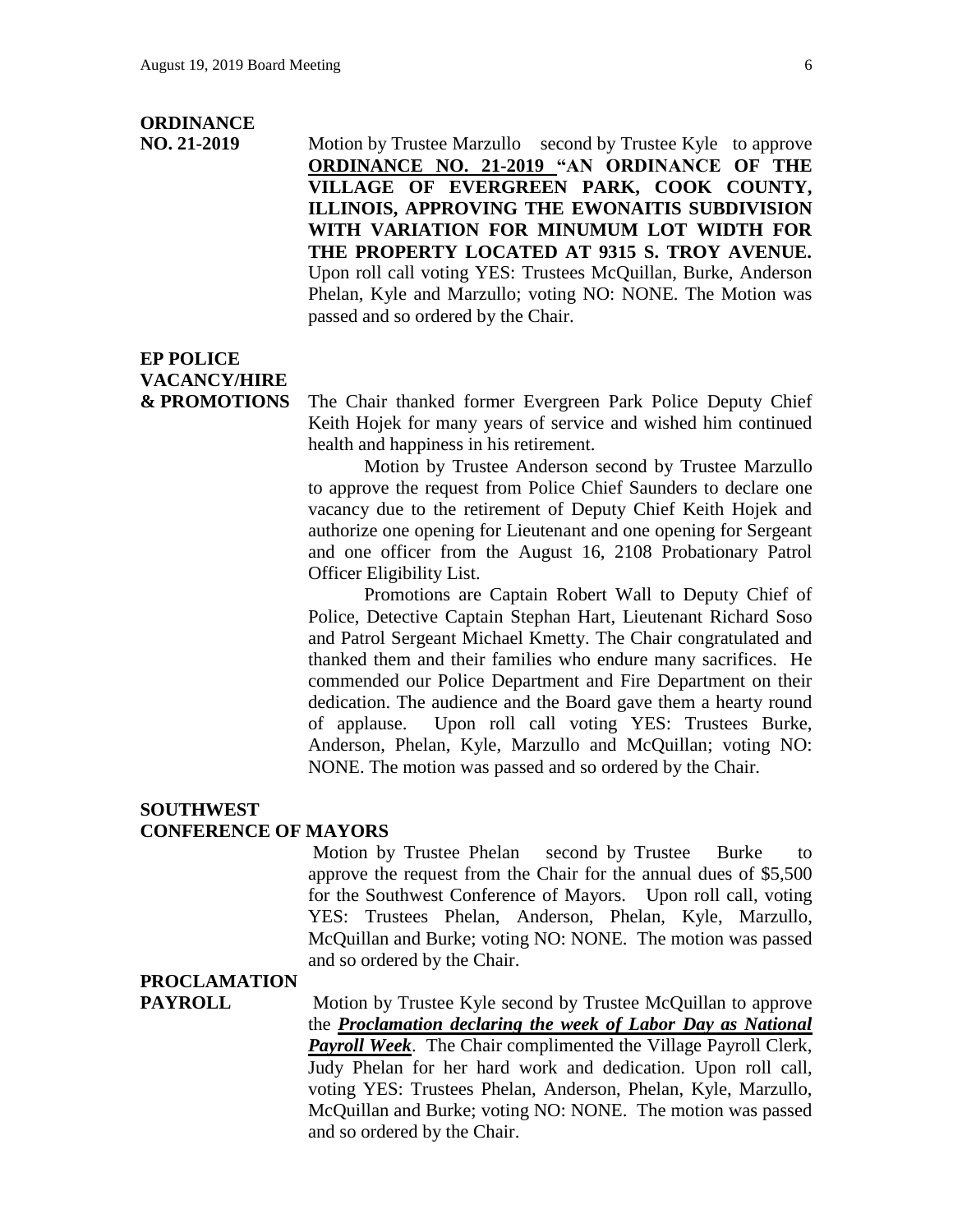**ORDINANCE NO. 21-2019**

Motion by Trustee Marzullo second by Trustee Kyle to approve **<u>ORDINANCE NO. 21-2019</u> "AN ORDINANCE OF THE VILLAGE OF EVERGREEN PARK, COOK COUNTY, ILLINOIS, APPROVING THE EWONAITIS SUBDIVISION WITH VARIATION FOR MINUMUM LOT WIDTH FOR THE PROPERTY LOCATED AT 9315 S. TROY AVENUE.** Upon roll call voting YES: Trustees McQuillan, Burke, Anderson Phelan, Kyle and Marzullo; voting NO: NONE. The Motion was passed and so ordered by the Chair.

**EP POLICE VACANCY/HIRE & PROMOTIONS**

The Chair thanked former Evergreen Park Police Deputy Chief Keith Hojek for many years of service and wished him continued health and happiness in his retirement.

Motion by Trustee Anderson second by Trustee Marzullo to approve the request from Police Chief Saunders to declare one vacancy due to the retirement of Deputy Chief Keith Hojek and authorize one opening for Lieutenant and one opening for Sergeant and one officer from the August 16, 2108 Probationary Patrol Officer Eligibility List.

Promotions are Captain Robert Wall to Deputy Chief of Police, Detective Captain Stephan Hart, Lieutenant Richard Soso and Patrol Sergeant Michael Kmetty. The Chair congratulated and thanked them and their families who endure many sacrifices. He commended our Police Department and Fire Department on their dedication. The audience and the Board gave them a hearty round of applause. Upon roll call voting YES: Trustees Burke, Anderson, Phelan, Kyle, Marzullo and McQuillan; voting NO: NONE. The motion was passed and so ordered by the Chair.

**SOUTHWEST CONFERENCE OF MAYORS**

Motion by Trustee Phelan second by Trustee Burke to approve the request from the Chair for the annual dues of $5,500 for the Southwest Conference of Mayors. Upon roll call, voting YES: Trustees Phelan, Anderson, Phelan, Kyle, Marzullo, McQuillan and Burke; voting NO: NONE. The motion was passed and so ordered by the Chair.

**PROCLAMATION PAYROLL**

Motion by Trustee Kyle second by Trustee McQuillan to approve the ***<u>Proclamation declaring the week of Labor Day as National Payroll Week</u>***. The Chair complimented the Village Payroll Clerk, Judy Phelan for her hard work and dedication. Upon roll call, voting YES: Trustees Phelan, Anderson, Phelan, Kyle, Marzullo, McQuillan and Burke; voting NO: NONE. The motion was passed and so ordered by the Chair.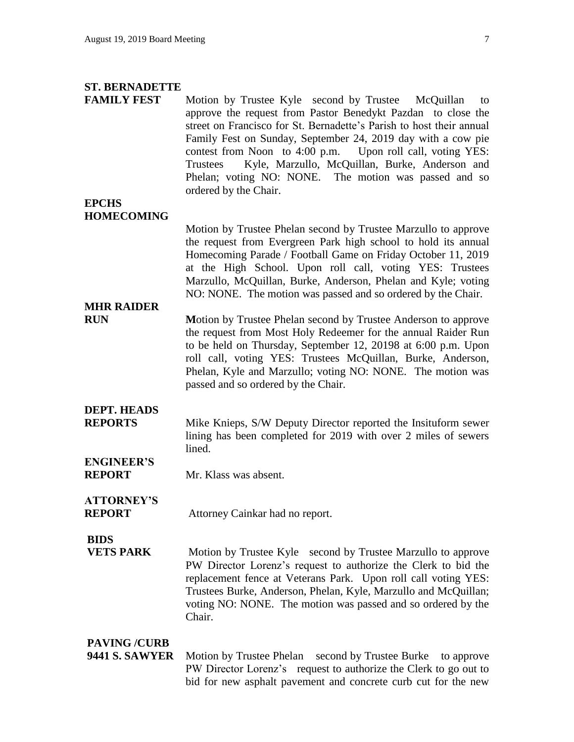**ST. BERNADETTE FAMILY FEST**

Motion by Trustee Kyle second by Trustee McQuillan to approve the request from Pastor Benedykt Pazdan to close the street on Francisco for St. Bernadette's Parish to host their annual Family Fest on Sunday, September 24, 2019 day with a cow pie contest from Noon to 4:00 p.m. Upon roll call, voting YES: Trustees Kyle, Marzullo, McQuillan, Burke, Anderson and Phelan; voting NO: NONE. The motion was passed and so ordered by the Chair.

**EPCHS HOMECOMING**

Motion by Trustee Phelan second by Trustee Marzullo to approve the request from Evergreen Park high school to hold its annual Homecoming Parade / Football Game on Friday October 11, 2019 at the High School. Upon roll call, voting YES: Trustees Marzullo, McQuillan, Burke, Anderson, Phelan and Kyle; voting NO: NONE. The motion was passed and so ordered by the Chair.

**MHR RAIDER RUN**

**M**otion by Trustee Phelan second by Trustee Anderson to approve the request from Most Holy Redeemer for the annual Raider Run to be held on Thursday, September 12, 20198 at 6:00 p.m. Upon roll call, voting YES: Trustees McQuillan, Burke, Anderson, Phelan, Kyle and Marzullo; voting NO: NONE. The motion was passed and so ordered by the Chair.

**DEPT. HEADS REPORTS**

Mike Knieps, S/W Deputy Director reported the Insituform sewer lining has been completed for 2019 with over 2 miles of sewers lined.

**ENGINEER'S REPORT**

Mr. Klass was absent.

**ATTORNEY'S REPORT**

Attorney Cainkar had no report.

**BIDS**

**VETS PARK**

Motion by Trustee Kyle second by Trustee Marzullo to approve PW Director Lorenz's request to authorize the Clerk to bid the replacement fence at Veterans Park. Upon roll call voting YES: Trustees Burke, Anderson, Phelan, Kyle, Marzullo and McQuillan; voting NO: NONE. The motion was passed and so ordered by the Chair.

**PAVING /CURB 9441 S. SAWYER**

Motion by Trustee Phelan second by Trustee Burke to approve PW Director Lorenz's request to authorize the Clerk to go out to bid for new asphalt pavement and concrete curb cut for the new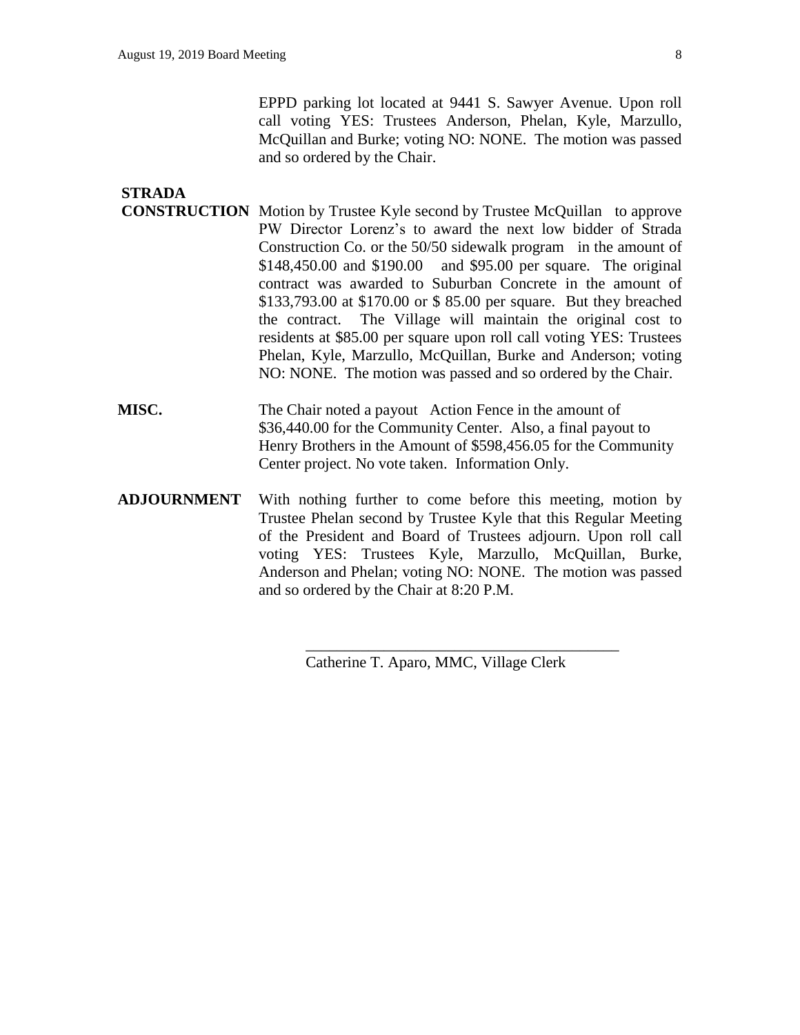EPPD parking lot located at 9441 S. Sawyer Avenue. Upon roll call voting YES: Trustees Anderson, Phelan, Kyle, Marzullo, McQuillan and Burke; voting NO: NONE. The motion was passed and so ordered by the Chair.

**STRADA CONSTRUCTION** Motion by Trustee Kyle second by Trustee McQuillan to approve PW Director Lorenz's to award the next low bidder of Strada Construction Co. or the 50/50 sidewalk program in the amount of $148,450.00 and $190.00 and $95.00 per square. The original contract was awarded to Suburban Concrete in the amount of $133,793.00 at $170.00 or $ 85.00 per square. But they breached the contract. The Village will maintain the original cost to residents at $85.00 per square upon roll call voting YES: Trustees Phelan, Kyle, Marzullo, McQuillan, Burke and Anderson; voting NO: NONE. The motion was passed and so ordered by the Chair.

**MISC.** The Chair noted a payout Action Fence in the amount of $36,440.00 for the Community Center. Also, a final payout to Henry Brothers in the Amount of $598,456.05 for the Community Center project. No vote taken. Information Only.

**ADJOURNMENT** With nothing further to come before this meeting, motion by Trustee Phelan second by Trustee Kyle that this Regular Meeting of the President and Board of Trustees adjourn. Upon roll call voting YES: Trustees Kyle, Marzullo, McQuillan, Burke, Anderson and Phelan; voting NO: NONE. The motion was passed and so ordered by the Chair at 8:20 P.M.

\_\_\_\_\_\_\_\_\_\_\_\_\_\_\_\_\_\_\_\_\_\_\_\_\_\_\_\_\_\_\_\_\_\_\_\_\_\_\_\_

Catherine T. Aparo, MMC, Village Clerk